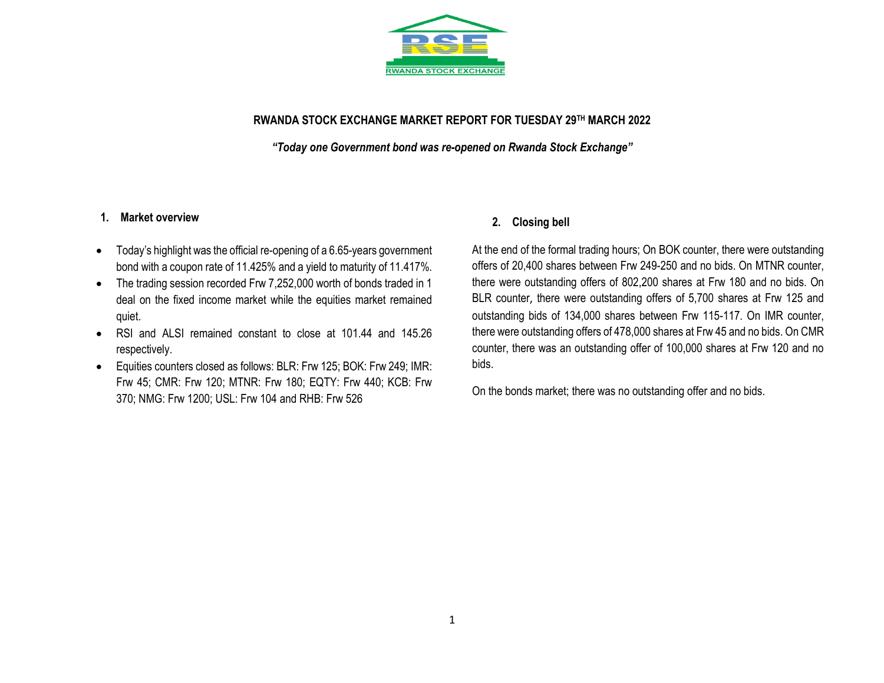RWANDA STOCK EXCHANGE

# RWANDA STOCK EXCHANGE MARKET REPORT FOR TUESDAY 29TH MARCH 2022

*"Today one Government bond was re-opened on Rwanda Stock Exchange"*

## 1. Market overview

- Today's highlight was the official re-opening of a 6.65-years government bond with a coupon rate of 11.425% and a yield to maturity of 11.417%.
- The trading session recorded Frw 7,252,000 worth of bonds traded in 1 deal on the fixed income market while the equities market remained quiet.
- RSI and ALSI remained constant to close at 101.44 and 145.26 respectively.
- Equities counters closed as follows: BLR: Frw 125; BOK: Frw 249; IMR: Frw 45; CMR: Frw 120; MTNR: Frw 180; EQTY: Frw 440; KCB: Frw 370; NMG: Frw 1200; USL: Frw 104 and RHB: Frw 526

## 2. Closing bell

At the end of the formal trading hours; On BOK counter, there were outstanding offers of 20,400 shares between Frw 249-250 and no bids. On MTNR counter, there were outstanding offers of 802,200 shares at Frw 180 and no bids. On BLR counter, there were outstanding offers of 5,700 shares at Frw 125 and outstanding bids of 134,000 shares between Frw 115-117. On IMR counter, there were outstanding offers of 478,000 shares at Frw 45 and no bids. On CMR counter, there was an outstanding offer of 100,000 shares at Frw 120 and no bids.

On the bonds market; there was no outstanding offer and no bids.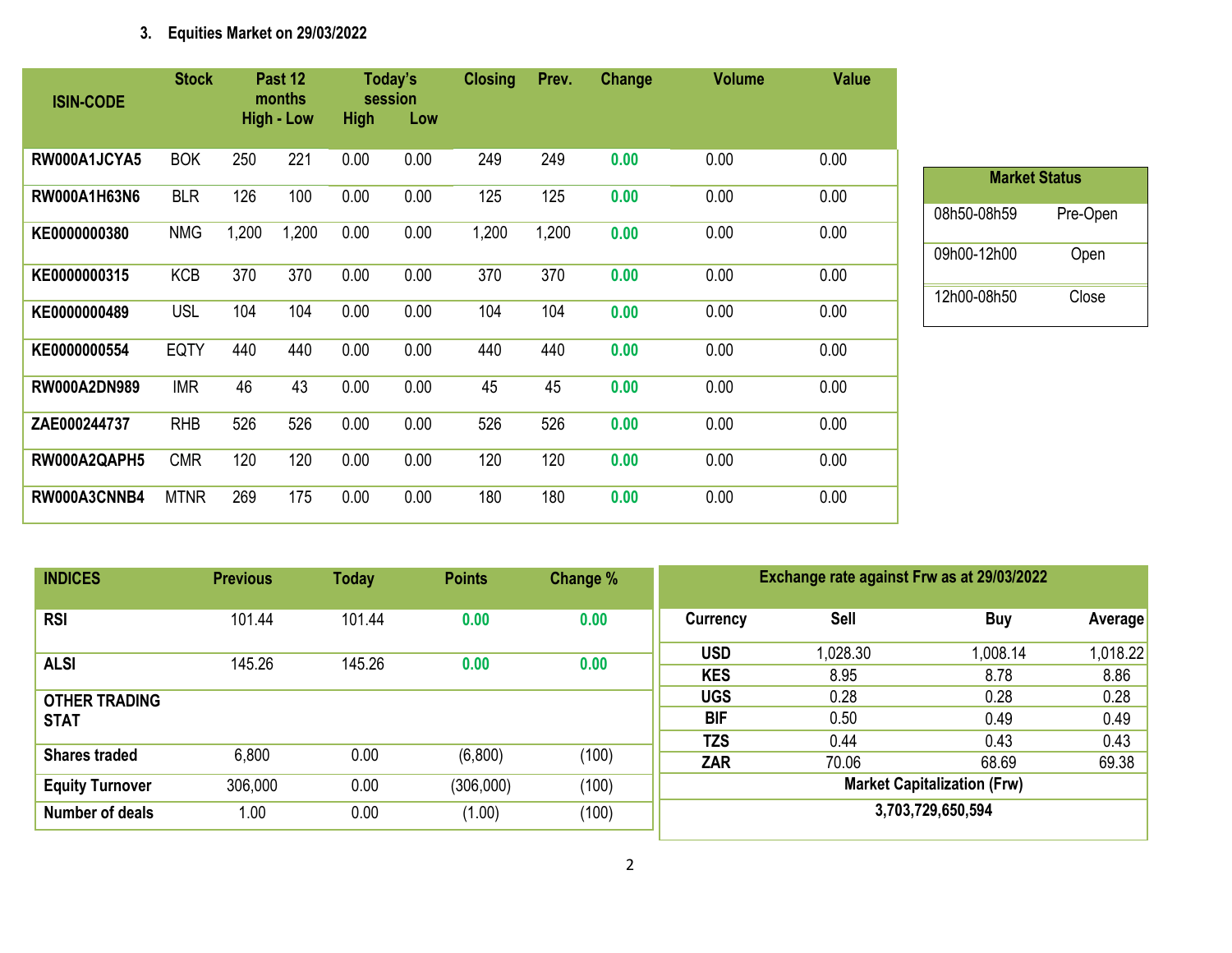### 3. Equities Market on 29/03/2022

| ISIN-CODE | Stock | Past 12 months High | Past 12 months Low | Today's session High | Today's session Low | Closing | Prev. | Change | Volume | Value |
|---|---|---|---|---|---|---|---|---|---|---|
| RW000A1JCYA5 | BOK | 250 | 221 | 0.00 | 0.00 | 249 | 249 | 0.00 | 0.00 | 0.00 |
| RW000A1H63N6 | BLR | 126 | 100 | 0.00 | 0.00 | 125 | 125 | 0.00 | 0.00 | 0.00 |
| KE0000000380 | NMG | 1,200 | 1,200 | 0.00 | 0.00 | 1,200 | 1,200 | 0.00 | 0.00 | 0.00 |
| KE0000000315 | KCB | 370 | 370 | 0.00 | 0.00 | 370 | 370 | 0.00 | 0.00 | 0.00 |
| KE0000000489 | USL | 104 | 104 | 0.00 | 0.00 | 104 | 104 | 0.00 | 0.00 | 0.00 |
| KE0000000554 | EQTY | 440 | 440 | 0.00 | 0.00 | 440 | 440 | 0.00 | 0.00 | 0.00 |
| RW000A2DN989 | IMR | 46 | 43 | 0.00 | 0.00 | 45 | 45 | 0.00 | 0.00 | 0.00 |
| ZAE000244737 | RHB | 526 | 526 | 0.00 | 0.00 | 526 | 526 | 0.00 | 0.00 | 0.00 |
| RW000A2QAPH5 | CMR | 120 | 120 | 0.00 | 0.00 | 120 | 120 | 0.00 | 0.00 | 0.00 |
| RW000A3CNNB4 | MTNR | 269 | 175 | 0.00 | 0.00 | 180 | 180 | 0.00 | 0.00 | 0.00 |

| Market Status | |
|---|---|
| 08h50-08h59 | Pre-Open |
| 09h00-12h00 | Open |
| 12h00-08h50 | Close |

| INDICES | Previous | Today | Points | Change % |
|---|---|---|---|---|
| RSI | 101.44 | 101.44 | 0.00 | 0.00 |
| ALSI | 145.26 | 145.26 | 0.00 | 0.00 |
| **OTHER TRADING STAT** | | | | |
| Shares traded | 6,800 | 0.00 | (6,800) | (100) |
| Equity Turnover | 306,000 | 0.00 | (306,000) | (100) |
| Number of deals | 1.00 | 0.00 | (1.00) | (100) |

| Exchange rate against Frw as at 29/03/2022 | | | |
|---|---|---|---|
| Currency | Sell | Buy | Average |
| USD | 1,028.30 | 1,008.14 | 1,018.22 |
| KES | 8.95 | 8.78 | 8.86 |
| UGS | 0.28 | 0.28 | 0.28 |
| BIF | 0.50 | 0.49 | 0.49 |
| TZS | 0.44 | 0.43 | 0.43 |
| ZAR | 70.06 | 68.69 | 69.38 |

**Market Capitalization (Frw)**

**3,703,729,650,594**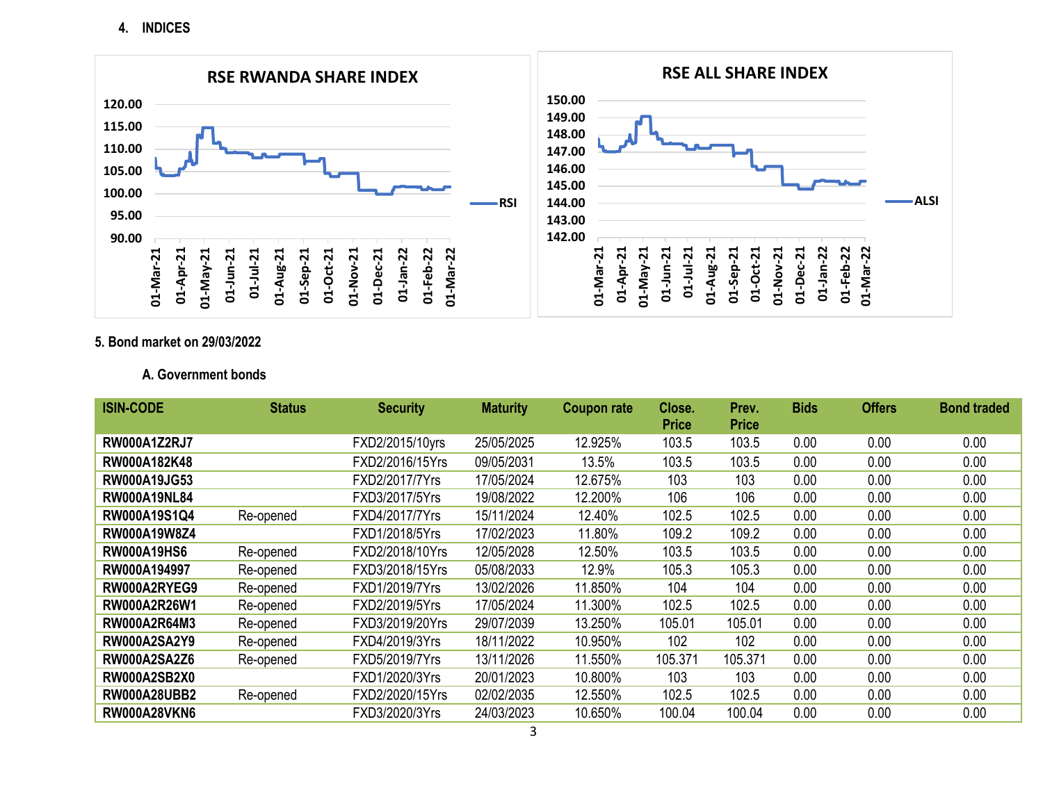## 4. INDICES

RSE RWANDA SHARE INDEX

120.00
115.00
110.00
105.00
100.00
95.00
90.00

01-Mar-21
01-Apr-21
01-May-21
01-Jun-21
01-Jul-21
01-Aug-21
01-Sep-21
01-Oct-21
01-Nov-21
01-Dec-21
01-Jan-22
01-Feb-22
01-Mar-22

RSI

RSE ALL SHARE INDEX

150.00
149.00
148.00
147.00
146.00
145.00
144.00
143.00
142.00

01-Mar-21
01-Apr-21
01-May-21
01-Jun-21
01-Jul-21
01-Aug-21
01-Sep-21
01-Oct-21
01-Nov-21
01-Dec-21
01-Jan-22
01-Feb-22
01-Mar-22

ALSI

## 5. Bond market on 29/03/2022

### A. Government bonds

| ISIN-CODE | Status | Security | Maturity | Coupon rate | Close. Price | Prev. Price | Bids | Offers | Bond traded |
|---|---|---|---|---|---|---|---|---|---|
| RW000A1Z2RJ7 | | FXD2/2015/10yrs | 25/05/2025 | 12.925% | 103.5 | 103.5 | 0.00 | 0.00 | 0.00 |
| RW000A182K48 | | FXD2/2016/15Yrs | 09/05/2031 | 13.5% | 103.5 | 103.5 | 0.00 | 0.00 | 0.00 |
| RW000A19JG53 | | FXD2/2017/7Yrs | 17/05/2024 | 12.675% | 103 | 103 | 0.00 | 0.00 | 0.00 |
| RW000A19NL84 | | FXD3/2017/5Yrs | 19/08/2022 | 12.200% | 106 | 106 | 0.00 | 0.00 | 0.00 |
| RW000A19S1Q4 | Re-opened | FXD4/2017/7Yrs | 15/11/2024 | 12.40% | 102.5 | 102.5 | 0.00 | 0.00 | 0.00 |
| RW000A19W8Z4 | | FXD1/2018/5Yrs | 17/02/2023 | 11.80% | 109.2 | 109.2 | 0.00 | 0.00 | 0.00 |
| RW000A19HS6 | Re-opened | FXD2/2018/10Yrs | 12/05/2028 | 12.50% | 103.5 | 103.5 | 0.00 | 0.00 | 0.00 |
| RW000A194997 | Re-opened | FXD3/2018/15Yrs | 05/08/2033 | 12.9% | 105.3 | 105.3 | 0.00 | 0.00 | 0.00 |
| RW000A2RYEG9 | Re-opened | FXD1/2019/7Yrs | 13/02/2026 | 11.850% | 104 | 104 | 0.00 | 0.00 | 0.00 |
| RW000A2R26W1 | Re-opened | FXD2/2019/5Yrs | 17/05/2024 | 11.300% | 102.5 | 102.5 | 0.00 | 0.00 | 0.00 |
| RW000A2R64M3 | Re-opened | FXD3/2019/20Yrs | 29/07/2039 | 13.250% | 105.01 | 105.01 | 0.00 | 0.00 | 0.00 |
| RW000A2SA2Y9 | Re-opened | FXD4/2019/3Yrs | 18/11/2022 | 10.950% | 102 | 102 | 0.00 | 0.00 | 0.00 |
| RW000A2SA2Z6 | Re-opened | FXD5/2019/7Yrs | 13/11/2026 | 11.550% | 105.371 | 105.371 | 0.00 | 0.00 | 0.00 |
| RW000A2SB2X0 | | FXD1/2020/3Yrs | 20/01/2023 | 10.800% | 103 | 103 | 0.00 | 0.00 | 0.00 |
| RW000A28UBB2 | Re-opened | FXD2/2020/15Yrs | 02/02/2035 | 12.550% | 102.5 | 102.5 | 0.00 | 0.00 | 0.00 |
| RW000A28VKN6 | | FXD3/2020/3Yrs | 24/03/2023 | 10.650% | 100.04 | 100.04 | 0.00 | 0.00 | 0.00 |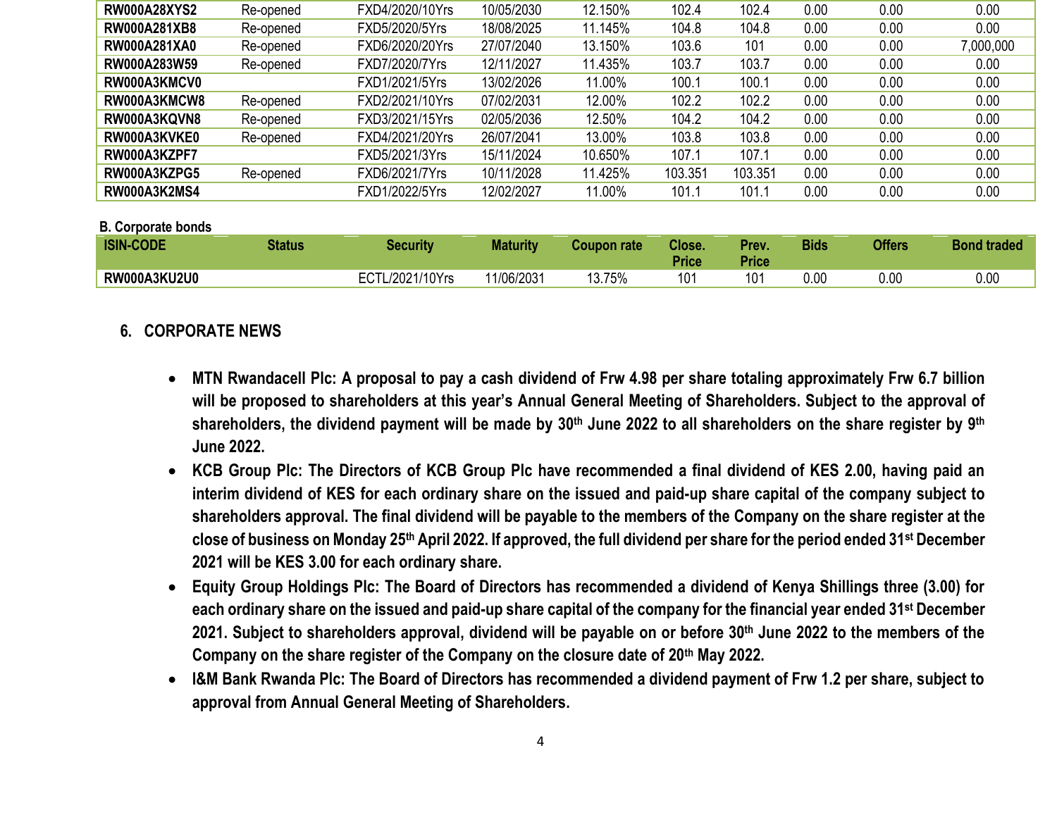| | | | | | | | | | |
|---|---|---|---|---|---|---|---|---|---|
| **RW000A28XYS2** | Re-opened | FXD4/2020/10Yrs | 10/05/2030 | 12.150% | 102.4 | 102.4 | 0.00 | 0.00 | 0.00 |
| **RW000A281XB8** | Re-opened | FXD5/2020/5Yrs | 18/08/2025 | 11.145% | 104.8 | 104.8 | 0.00 | 0.00 | 0.00 |
| **RW000A281XA0** | Re-opened | FXD6/2020/20Yrs | 27/07/2040 | 13.150% | 103.6 | 101 | 0.00 | 0.00 | 7,000,000 |
| **RW000A283W59** | Re-opened | FXD7/2020/7Yrs | 12/11/2027 | 11.435% | 103.7 | 103.7 | 0.00 | 0.00 | 0.00 |
| **RW000A3KMCV0** | | FXD1/2021/5Yrs | 13/02/2026 | 11.00% | 100.1 | 100.1 | 0.00 | 0.00 | 0.00 |
| **RW000A3KMCW8** | Re-opened | FXD2/2021/10Yrs | 07/02/2031 | 12.00% | 102.2 | 102.2 | 0.00 | 0.00 | 0.00 |
| **RW000A3KQVN8** | Re-opened | FXD3/2021/15Yrs | 02/05/2036 | 12.50% | 104.2 | 104.2 | 0.00 | 0.00 | 0.00 |
| **RW000A3KVKE0** | Re-opened | FXD4/2021/20Yrs | 26/07/2041 | 13.00% | 103.8 | 103.8 | 0.00 | 0.00 | 0.00 |
| **RW000A3KZPF7** | | FXD5/2021/3Yrs | 15/11/2024 | 10.650% | 107.1 | 107.1 | 0.00 | 0.00 | 0.00 |
| **RW000A3KZPG5** | Re-opened | FXD6/2021/7Yrs | 10/11/2028 | 11.425% | 103.351 | 103.351 | 0.00 | 0.00 | 0.00 |
| **RW000A3K2MS4** | | FXD1/2022/5Yrs | 12/02/2027 | 11.00% | 101.1 | 101.1 | 0.00 | 0.00 | 0.00 |

**B. Corporate bonds**

| ISIN-CODE | Status | Security | Maturity | Coupon rate | Close. Price | Prev. Price | Bids | Offers | Bond traded |
|---|---|---|---|---|---|---|---|---|---|
| **RW000A3KU2U0** | | ECTL/2021/10Yrs | 11/06/2031 | 13.75% | 101 | 101 | 0.00 | 0.00 | 0.00 |

## 6. CORPORATE NEWS

- **MTN Rwandacell Plc: A proposal to pay a cash dividend of Frw 4.98 per share totaling approximately Frw 6.7 billion will be proposed to shareholders at this year's Annual General Meeting of Shareholders. Subject to the approval of shareholders, the dividend payment will be made by 30th June 2022 to all shareholders on the share register by 9th June 2022.**
- **KCB Group Plc: The Directors of KCB Group Plc have recommended a final dividend of KES 2.00, having paid an interim dividend of KES for each ordinary share on the issued and paid-up share capital of the company subject to shareholders approval. The final dividend will be payable to the members of the Company on the share register at the close of business on Monday 25th April 2022. If approved, the full dividend per share for the period ended 31st December 2021 will be KES 3.00 for each ordinary share.**
- **Equity Group Holdings Plc: The Board of Directors has recommended a dividend of Kenya Shillings three (3.00) for each ordinary share on the issued and paid-up share capital of the company for the financial year ended 31st December 2021. Subject to shareholders approval, dividend will be payable on or before 30th June 2022 to the members of the Company on the share register of the Company on the closure date of 20th May 2022.**
- **I&M Bank Rwanda Plc: The Board of Directors has recommended a dividend payment of Frw 1.2 per share, subject to approval from Annual General Meeting of Shareholders.**